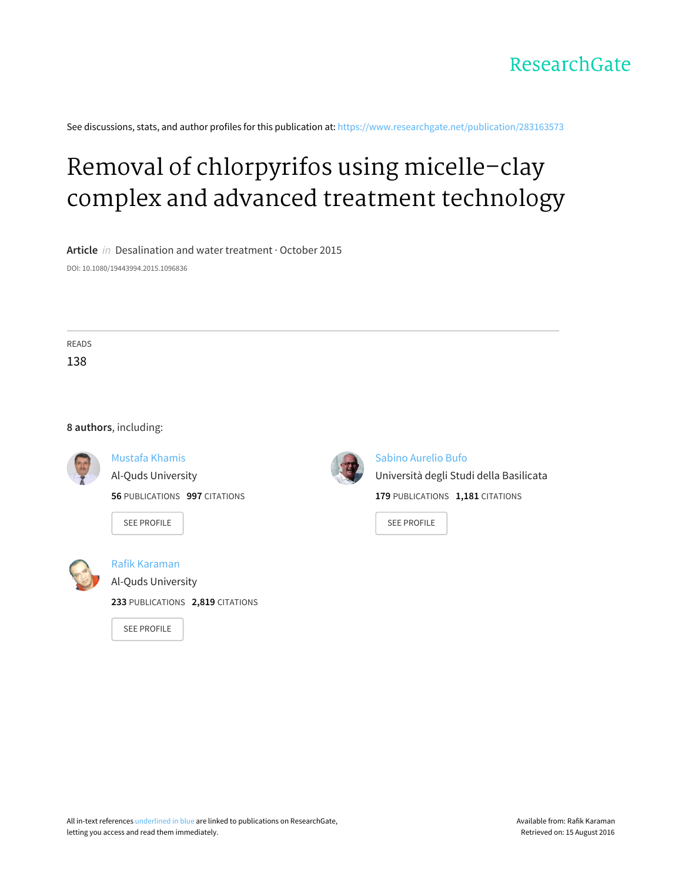ResearchGate

See discussions, stats, and author profiles for this publication at: https://www.researchgate.net/publication/283163573

# Removal of chlorpyrifos using micelle–clay complex and advanced treatment technology

**Article** *in* Desalination and water treatment · October 2015

DOI: 10.1080/19443994.2015.1096836

READS

138

**8 authors**, including:

Mustafa Khamis
Al-Quds University
**56** PUBLICATIONS **997** CITATIONS

SEE PROFILE

Sabino Aurelio Bufo
Università degli Studi della Basilicata
**179** PUBLICATIONS **1,181** CITATIONS

SEE PROFILE

Rafik Karaman
Al-Quds University
**233** PUBLICATIONS **2,819** CITATIONS

SEE PROFILE

All in-text references underlined in blue are linked to publications on ResearchGate, letting you access and read them immediately.

Available from: Rafik Karaman
Retrieved on: 15 August 2016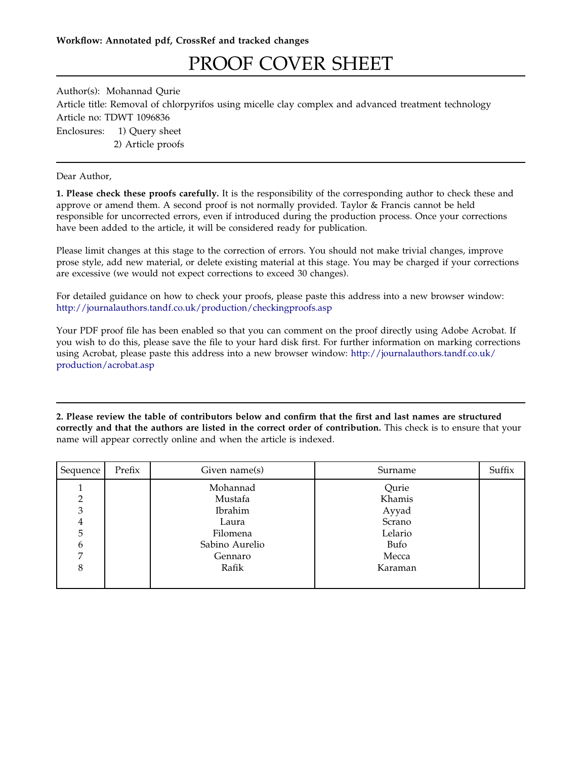**Workflow: Annotated pdf, CrossRef and tracked changes**

# PROOF COVER SHEET

Author(s): Mohannad Qurie
Article title: Removal of chlorpyrifos using micelle clay complex and advanced treatment technology
Article no: TDWT 1096836
Enclosures: 1) Query sheet
2) Article proofs

Dear Author,

**1. Please check these proofs carefully.** It is the responsibility of the corresponding author to check these and approve or amend them. A second proof is not normally provided. Taylor & Francis cannot be held responsible for uncorrected errors, even if introduced during the production process. Once your corrections have been added to the article, it will be considered ready for publication.

Please limit changes at this stage to the correction of errors. You should not make trivial changes, improve prose style, add new material, or delete existing material at this stage. You may be charged if your corrections are excessive (we would not expect corrections to exceed 30 changes).

For detailed guidance on how to check your proofs, please paste this address into a new browser window: http://journalauthors.tandf.co.uk/production/checkingproofs.asp

Your PDF proof file has been enabled so that you can comment on the proof directly using Adobe Acrobat. If you wish to do this, please save the file to your hard disk first. For further information on marking corrections using Acrobat, please paste this address into a new browser window: http://journalauthors.tandf.co.uk/production/acrobat.asp

**2. Please review the table of contributors below and confirm that the first and last names are structured correctly and that the authors are listed in the correct order of contribution.** This check is to ensure that your name will appear correctly online and when the article is indexed.

| Sequence | Prefix | Given name(s) | Surname | Suffix |
|---|---|---|---|---|
| 1 | | Mohannad | Qurie | |
| 2 | | Mustafa | Khamis | |
| 3 | | Ibrahim | Ayyad | |
| 4 | | Laura | Scrano | |
| 5 | | Filomena | Lelario | |
| 6 | | Sabino Aurelio | Bufo | |
| 7 | | Gennaro | Mecca | |
| 8 | | Rafik | Karaman | |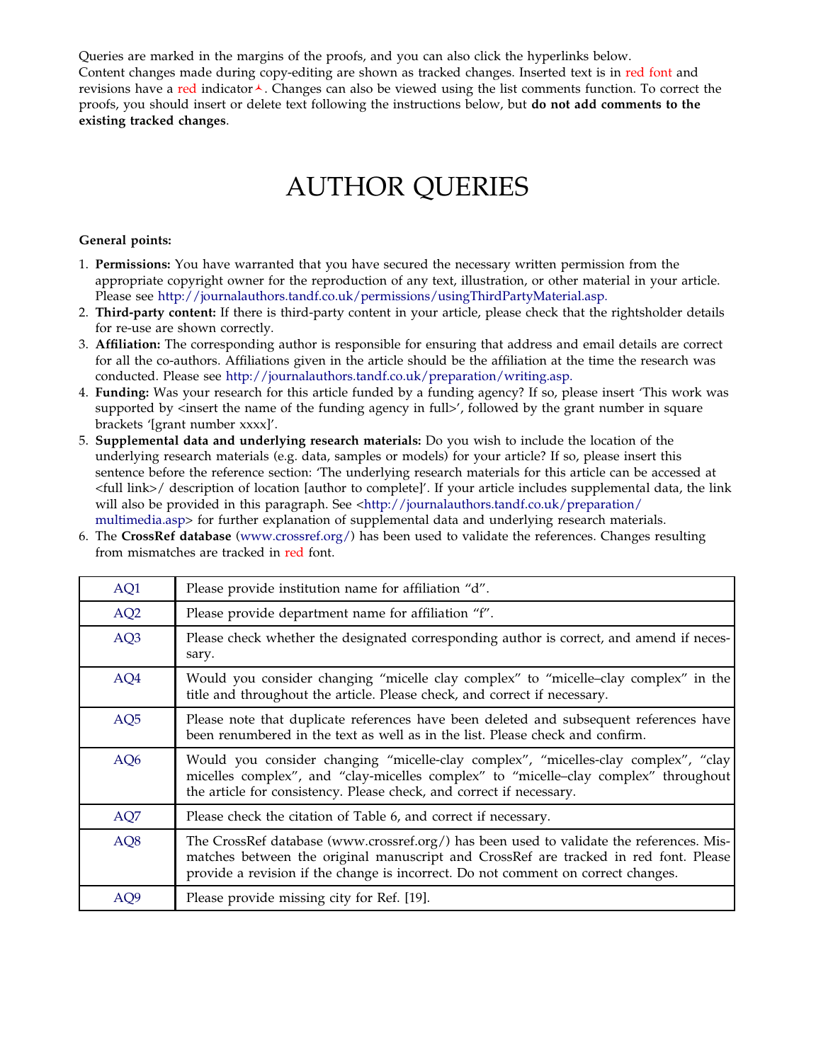Queries are marked in the margins of the proofs, and you can also click the hyperlinks below.
Content changes made during copy-editing are shown as tracked changes. Inserted text is in red font and revisions have a red indicator. Changes can also be viewed using the list comments function. To correct the proofs, you should insert or delete text following the instructions below, but **do not add comments to the existing tracked changes**.

# AUTHOR QUERIES

**General points:**

1. **Permissions:** You have warranted that you have secured the necessary written permission from the appropriate copyright owner for the reproduction of any text, illustration, or other material in your article. Please see http://journalauthors.tandf.co.uk/permissions/usingThirdPartyMaterial.asp.
2. **Third-party content:** If there is third-party content in your article, please check that the rightsholder details for re-use are shown correctly.
3. **Affiliation:** The corresponding author is responsible for ensuring that address and email details are correct for all the co-authors. Affiliations given in the article should be the affiliation at the time the research was conducted. Please see http://journalauthors.tandf.co.uk/preparation/writing.asp.
4. **Funding:** Was your research for this article funded by a funding agency? If so, please insert 'This work was supported by <insert the name of the funding agency in full>', followed by the grant number in square brackets '[grant number xxxx]'.
5. **Supplemental data and underlying research materials:** Do you wish to include the location of the underlying research materials (e.g. data, samples or models) for your article? If so, please insert this sentence before the reference section: 'The underlying research materials for this article can be accessed at <full link>/ description of location [author to complete]'. If your article includes supplemental data, the link will also be provided in this paragraph. See <http://journalauthors.tandf.co.uk/preparation/multimedia.asp> for further explanation of supplemental data and underlying research materials.
6. The **CrossRef database** (www.crossref.org/) has been used to validate the references. Changes resulting from mismatches are tracked in red font.

| | |
|---|---|
| AQ1 | Please provide institution name for affiliation "d". |
| AQ2 | Please provide department name for affiliation "f". |
| AQ3 | Please check whether the designated corresponding author is correct, and amend if necessary. |
| AQ4 | Would you consider changing "micelle clay complex" to "micelle–clay complex" in the title and throughout the article. Please check, and correct if necessary. |
| AQ5 | Please note that duplicate references have been deleted and subsequent references have been renumbered in the text as well as in the list. Please check and confirm. |
| AQ6 | Would you consider changing "micelle-clay complex", "micelles-clay complex", "clay micelles complex", and "clay-micelles complex" to "micelle–clay complex" throughout the article for consistency. Please check, and correct if necessary. |
| AQ7 | Please check the citation of Table 6, and correct if necessary. |
| AQ8 | The CrossRef database (www.crossref.org/) has been used to validate the references. Mismatches between the original manuscript and CrossRef are tracked in red font. Please provide a revision if the change is incorrect. Do not comment on correct changes. |
| AQ9 | Please provide missing city for Ref. [19]. |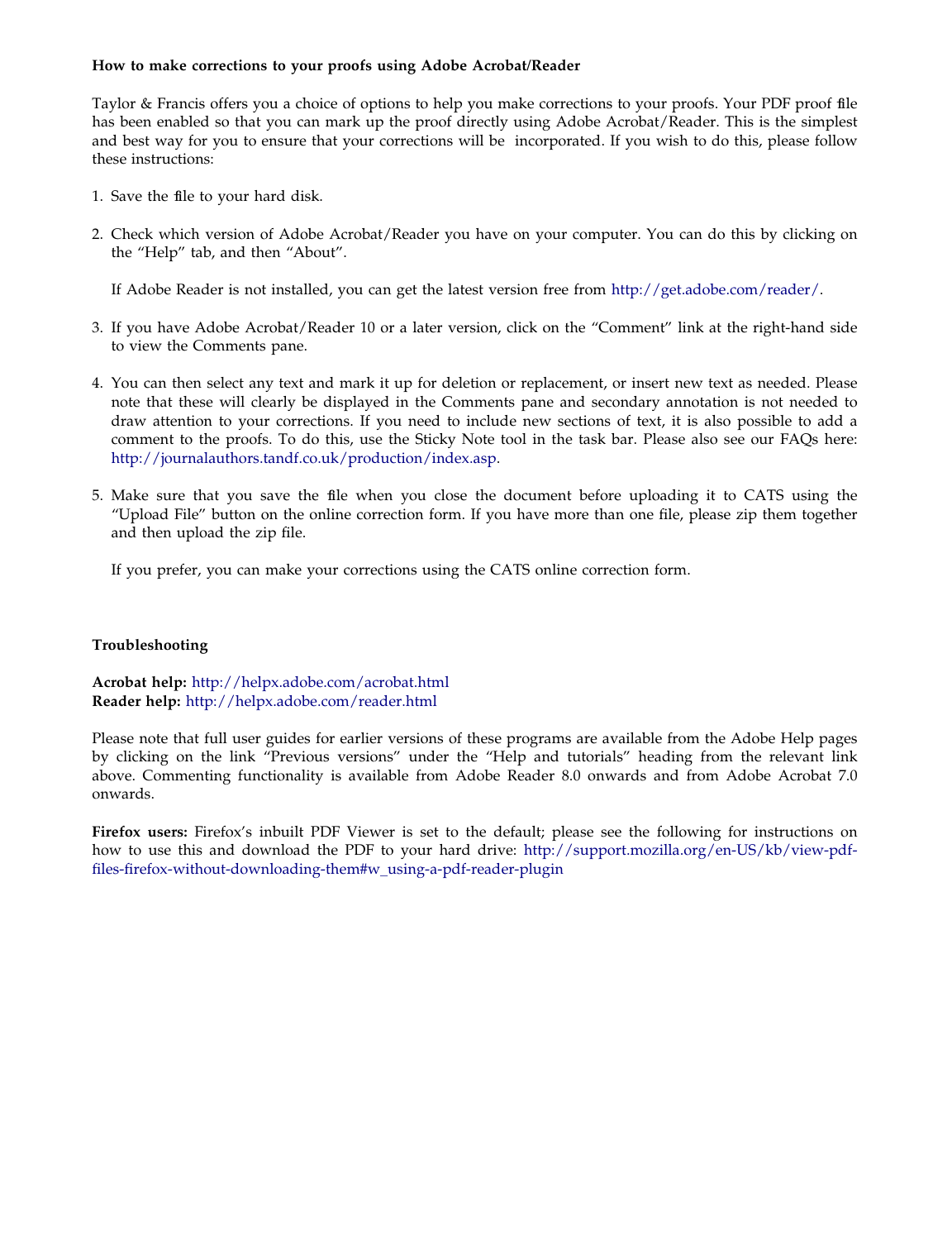**How to make corrections to your proofs using Adobe Acrobat/Reader**

Taylor & Francis offers you a choice of options to help you make corrections to your proofs. Your PDF proof file has been enabled so that you can mark up the proof directly using Adobe Acrobat/Reader. This is the simplest and best way for you to ensure that your corrections will be incorporated. If you wish to do this, please follow these instructions:

1. Save the file to your hard disk.

2. Check which version of Adobe Acrobat/Reader you have on your computer. You can do this by clicking on the "Help" tab, and then "About".

   If Adobe Reader is not installed, you can get the latest version free from http://get.adobe.com/reader/.

3. If you have Adobe Acrobat/Reader 10 or a later version, click on the "Comment" link at the right-hand side to view the Comments pane.

4. You can then select any text and mark it up for deletion or replacement, or insert new text as needed. Please note that these will clearly be displayed in the Comments pane and secondary annotation is not needed to draw attention to your corrections. If you need to include new sections of text, it is also possible to add a comment to the proofs. To do this, use the Sticky Note tool in the task bar. Please also see our FAQs here: http://journalauthors.tandf.co.uk/production/index.asp.

5. Make sure that you save the file when you close the document before uploading it to CATS using the "Upload File" button on the online correction form. If you have more than one file, please zip them together and then upload the zip file.

   If you prefer, you can make your corrections using the CATS online correction form.

**Troubleshooting**

**Acrobat help:** http://helpx.adobe.com/acrobat.html
**Reader help:** http://helpx.adobe.com/reader.html

Please note that full user guides for earlier versions of these programs are available from the Adobe Help pages by clicking on the link "Previous versions" under the "Help and tutorials" heading from the relevant link above. Commenting functionality is available from Adobe Reader 8.0 onwards and from Adobe Acrobat 7.0 onwards.

**Firefox users:** Firefox's inbuilt PDF Viewer is set to the default; please see the following for instructions on how to use this and download the PDF to your hard drive: http://support.mozilla.org/en-US/kb/view-pdf-files-firefox-without-downloading-them#w_using-a-pdf-reader-plugin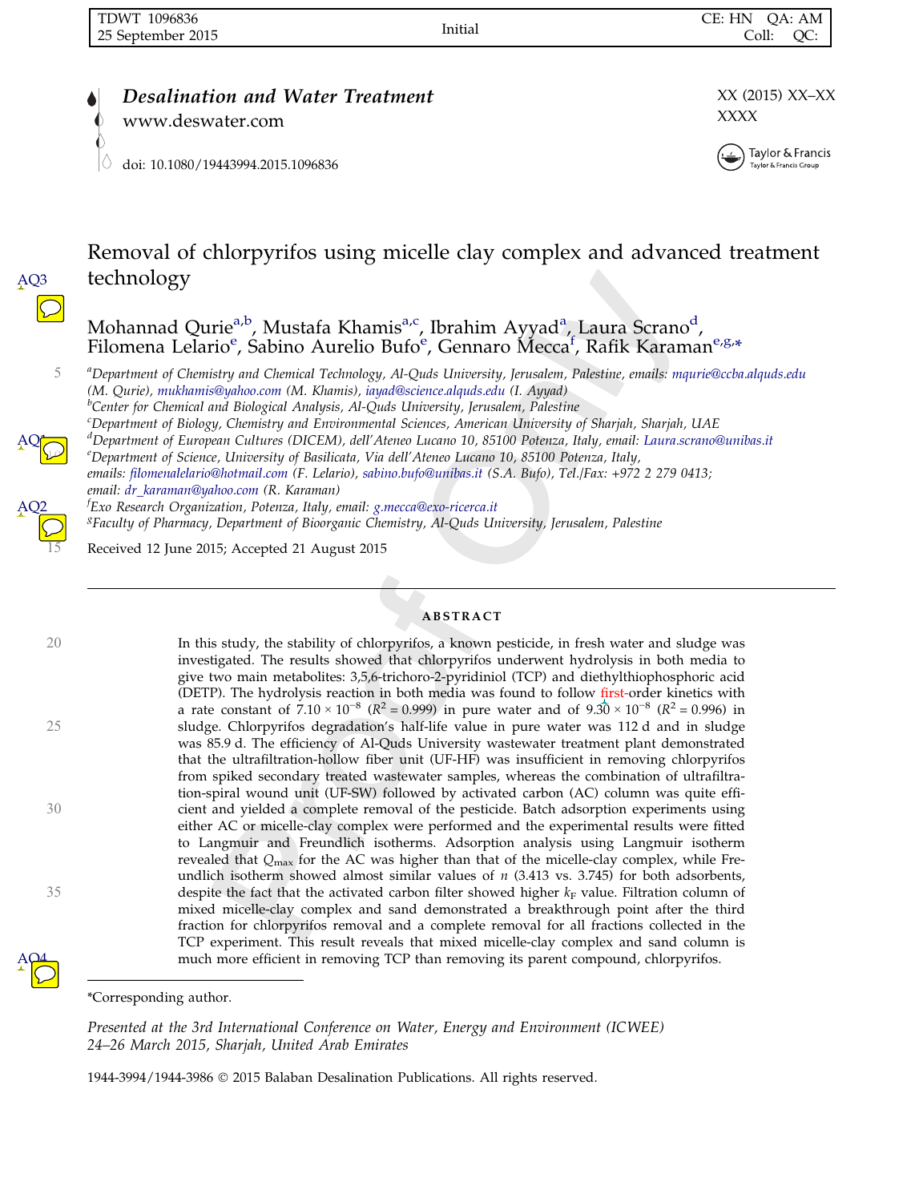# Removal of chlorpyrifos using micelle clay complex and advanced treatment technology

Mohannad Qurie[a,b], Mustafa Khamis[a,c], Ibrahim Ayyad[a], Laura Scrano[d], Filomena Lelario[e], Sabino Aurelio Bufo[e], Gennaro Mecca[f], Rafik Karaman[e,g,*]

[a]Department of Chemistry and Chemical Technology, Al-Quds University, Jerusalem, Palestine, emails: mqurie@ccba.alquds.edu (M. Qurie), mukhamis@yahoo.com (M. Khamis), iayad@science.alquds.edu (I. Ayyad)
[b]Center for Chemical and Biological Analysis, Al-Quds University, Jerusalem, Palestine
[c]Department of Biology, Chemistry and Environmental Sciences, American University of Sharjah, Sharjah, UAE
[d]Department of European Cultures (DICEM), dell'Ateneo Lucano 10, 85100 Potenza, Italy, email: Laura.scrano@unibas.it
[e]Department of Science, University of Basilicata, Via dell'Ateneo Lucano 10, 85100 Potenza, Italy, emails: filomenalelario@hotmail.com (F. Lelario), sabino.bufo@unibas.it (S.A. Bufo), Tel./Fax: +972 2 279 0413; email: dr_karaman@yahoo.com (R. Karaman)
[f]Exo Research Organization, Potenza, Italy, email: g.mecca@exo-ricerca.it
[g]Faculty of Pharmacy, Department of Bioorganic Chemistry, Al-Quds University, Jerusalem, Palestine

Received 12 June 2015; Accepted 21 August 2015

## ABSTRACT

In this study, the stability of chlorpyrifos, a known pesticide, in fresh water and sludge was investigated. The results showed that chlorpyrifos underwent hydrolysis in both media to give two main metabolites: 3,5,6-trichoro-2-pyridiniol (TCP) and diethylthiophosphoric acid (DETP). The hydrolysis reaction in both media was found to follow first-order kinetics with a rate constant of $7.10 \times 10^{-8}$ ($R^2 = 0.999$) in pure water and of $9.30 \times 10^{-8}$ ($R^2 = 0.996$) in sludge. Chlorpyrifos degradation's half-life value in pure water was 112 d and in sludge was 85.9 d. The efficiency of Al-Quds University wastewater treatment plant demonstrated that the ultrafiltration-hollow fiber unit (UF-HF) was insufficient in removing chlorpyrifos from spiked secondary treated wastewater samples, whereas the combination of ultrafiltration-spiral wound unit (UF-SW) followed by activated carbon (AC) column was quite efficient and yielded a complete removal of the pesticide. Batch adsorption experiments using either AC or micelle-clay complex were performed and the experimental results were fitted to Langmuir and Freundlich isotherms. Adsorption analysis using Langmuir isotherm revealed that $Q_{max}$ for the AC was higher than that of the micelle-clay complex, while Freundlich isotherm showed almost similar values of $n$ (3.413 vs. 3.745) for both adsorbents, despite the fact that the activated carbon filter showed higher $k_F$ value. Filtration column of mixed micelle-clay complex and sand demonstrated a breakthrough point after the third fraction for chlorpyrifos removal and a complete removal for all fractions collected in the TCP experiment. This result reveals that mixed micelle-clay complex and sand column is much more efficient in removing TCP than removing its parent compound, chlorpyrifos.

*Corresponding author.

*Presented at the 3rd International Conference on Water, Energy and Environment (ICWEE) 24–26 March 2015, Sharjah, United Arab Emirates*

1944-3994/1944-3986 © 2015 Balaban Desalination Publications. All rights reserved.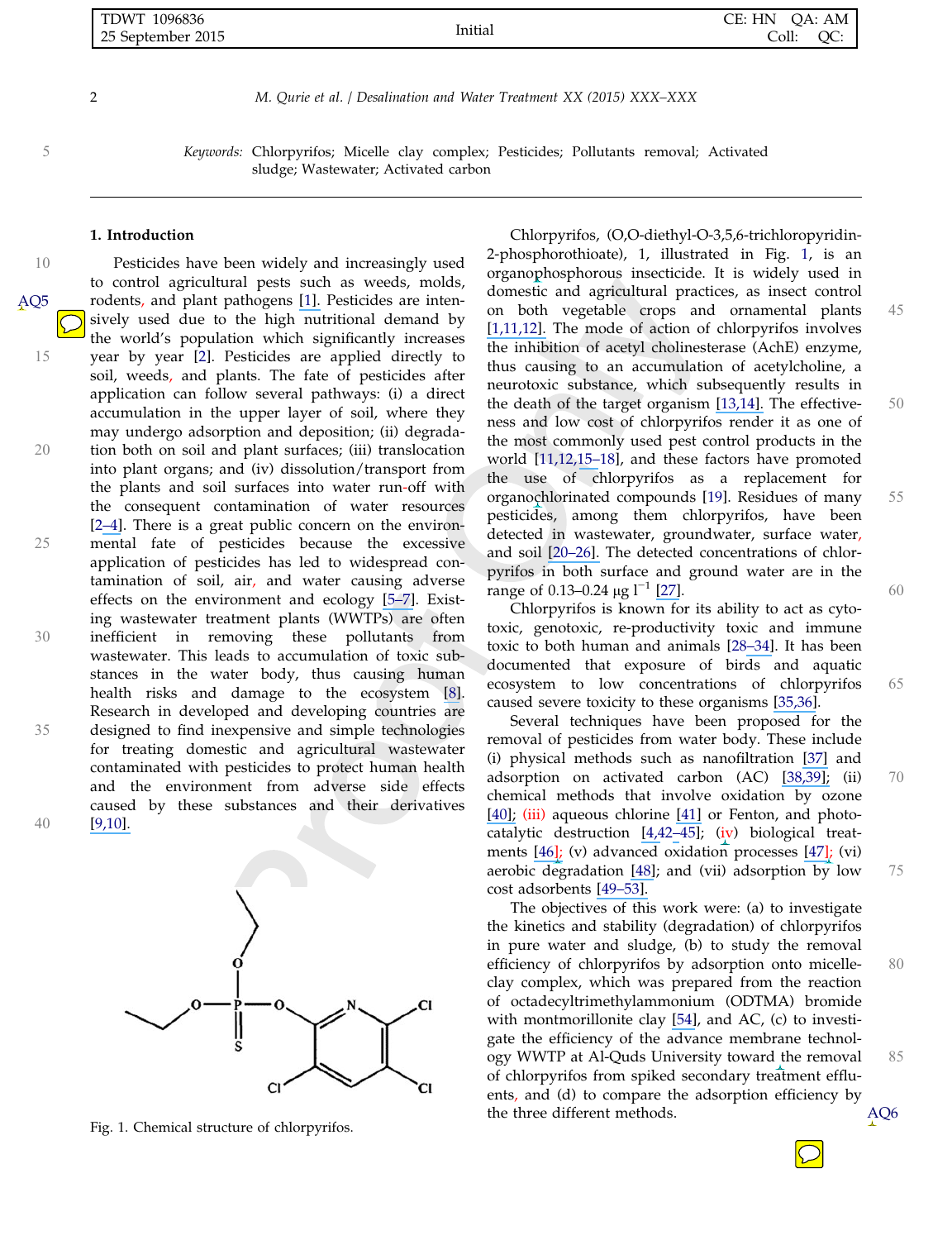*Keywords:* Chlorpyrifos; Micelle clay complex; Pesticides; Pollutants removal; Activated sludge; Wastewater; Activated carbon

## 1. Introduction

Pesticides have been widely and increasingly used to control agricultural pests such as weeds, molds, rodents, and plant pathogens [1]. Pesticides are intensively used due to the high nutritional demand by the world's population which significantly increases year by year [2]. Pesticides are applied directly to soil, weeds, and plants. The fate of pesticides after application can follow several pathways: (i) a direct accumulation in the upper layer of soil, where they may undergo adsorption and deposition; (ii) degradation both on soil and plant surfaces; (iii) translocation into plant organs; and (iv) dissolution/transport from the plants and soil surfaces into water run-off with the consequent contamination of water resources [2–4]. There is a great public concern on the environmental fate of pesticides because the excessive application of pesticides has led to widespread contamination of soil, air, and water causing adverse effects on the environment and ecology [5–7]. Existing wastewater treatment plants (WWTPs) are often inefficient in removing these pollutants from wastewater. This leads to accumulation of toxic substances in the water body, thus causing human health risks and damage to the ecosystem [8]. Research in developed and developing countries are designed to find inexpensive and simple technologies for treating domestic and agricultural wastewater contaminated with pesticides to protect human health and the environment from adverse side effects caused by these substances and their derivatives [9,10].

Fig. 1. Chemical structure of chlorpyrifos.

Chlorpyrifos, (O,O-diethyl-O-3,5,6-trichloropyridin-2-phosphorothioate), 1, illustrated in Fig. 1, is an organophosphorous insecticide. It is widely used in domestic and agricultural practices, as insect control on both vegetable crops and ornamental plants [1,11,12]. The mode of action of chlorpyrifos involves the inhibition of acetyl cholinesterase (AchE) enzyme, thus causing to an accumulation of acetylcholine, a neurotoxic substance, which subsequently results in the death of the target organism [13,14]. The effectiveness and low cost of chlorpyrifos render it as one of the most commonly used pest control products in the world [11,12,15–18], and these factors have promoted the use of chlorpyrifos as a replacement for organochlorinated compounds [19]. Residues of many pesticides, among them chlorpyrifos, have been detected in wastewater, groundwater, surface water, and soil [20–26]. The detected concentrations of chlorpyrifos in both surface and ground water are in the range of 0.13–0.24 $\mu g\ l^{-1}$ [27].

Chlorpyrifos is known for its ability to act as cytotoxic, genotoxic, re-productivity toxic and immune toxic to both human and animals [28–34]. It has been documented that exposure of birds and aquatic ecosystem to low concentrations of chlorpyrifos caused severe toxicity to these organisms [35,36].

Several techniques have been proposed for the removal of pesticides from water body. These include (i) physical methods such as nanofiltration [37] and adsorption on activated carbon (AC) [38,39]; (ii) chemical methods that involve oxidation by ozone [40]; (iii) aqueous chlorine [41] or Fenton, and photocatalytic destruction [4,42–45]; (iv) biological treatments [46]; (v) advanced oxidation processes [47]; (vi) aerobic degradation [48]; and (vii) adsorption by low cost adsorbents [49–53].

The objectives of this work were: (a) to investigate the kinetics and stability (degradation) of chlorpyrifos in pure water and sludge, (b) to study the removal efficiency of chlorpyrifos by adsorption onto micelle-clay complex, which was prepared from the reaction of octadecyltrimethylammonium (ODTMA) bromide with montmorillonite clay [54], and AC, (c) to investigate the efficiency of the advance membrane technology WWTP at Al-Quds University toward the removal of chlorpyrifos from spiked secondary treatment effluents, and (d) to compare the adsorption efficiency by the three different methods.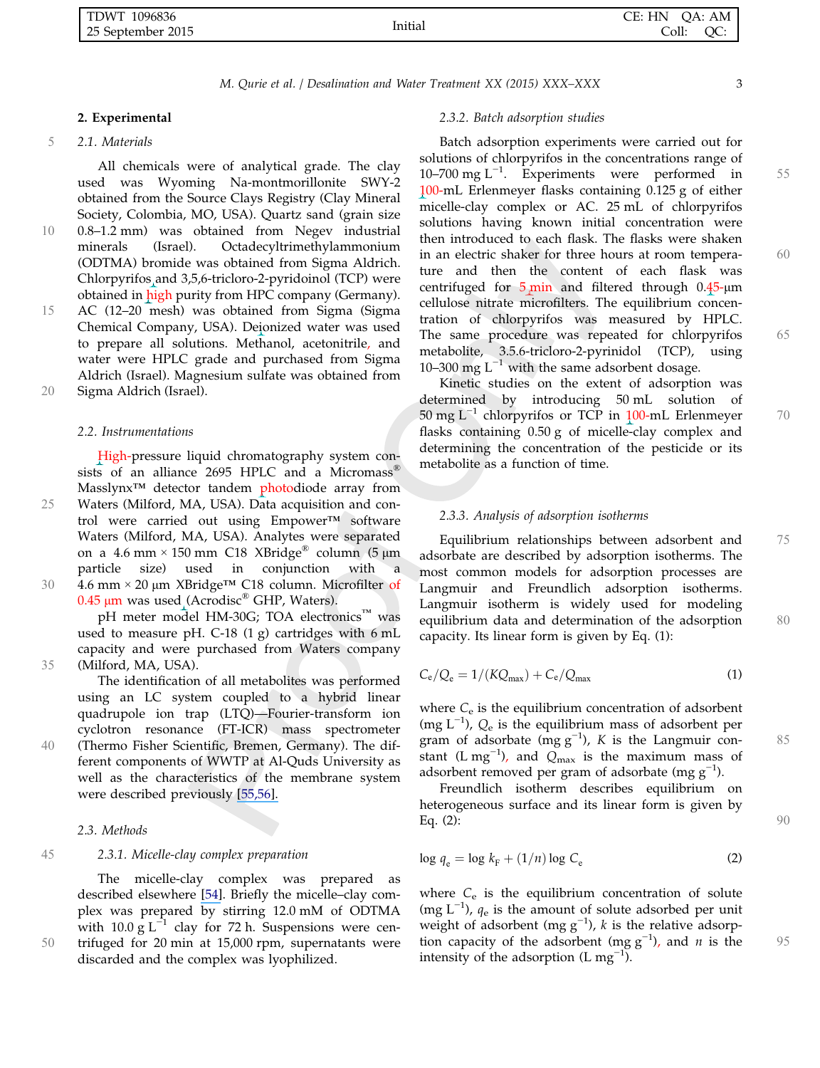## 2. Experimental

### 2.1. Materials

All chemicals were of analytical grade. The clay used was Wyoming Na-montmorillonite SWY-2 obtained from the Source Clays Registry (Clay Mineral Society, Colombia, MO, USA). Quartz sand (grain size 0.8–1.2 mm) was obtained from Negev industrial minerals (Israel). Octadecyltrimethylammonium (ODTMA) bromide was obtained from Sigma Aldrich. Chlorpyrifos and 3,5,6-tricloro-2-pyridoinol (TCP) were obtained in high purity from HPC company (Germany). AC (12–20 mesh) was obtained from Sigma (Sigma Chemical Company, USA). Deionized water was used to prepare all solutions. Methanol, acetonitrile, and water were HPLC grade and purchased from Sigma Aldrich (Israel). Magnesium sulfate was obtained from Sigma Aldrich (Israel).

### 2.2. Instrumentations

High-pressure liquid chromatography system consists of an alliance 2695 HPLC and a Micromass® Masslynx™ detector tandem photodiode array from Waters (Milford, MA, USA). Data acquisition and control were carried out using Empower™ software Waters (Milford, MA, USA). Analytes were separated on a 4.6 mm × 150 mm C18 XBridge® column (5 μm particle size) used in conjunction with a 4.6 mm × 20 μm XBridge™ C18 column. Microfilter of 0.45 μm was used (Acrodisc® GHP, Waters).

pH meter model HM-30G; TOA electronics™ was used to measure pH. C-18 (1 g) cartridges with 6 mL capacity and were purchased from Waters company (Milford, MA, USA).

The identification of all metabolites was performed using an LC system coupled to a hybrid linear quadrupole ion trap (LTQ)—Fourier-transform ion cyclotron resonance (FT-ICR) mass spectrometer (Thermo Fisher Scientific, Bremen, Germany). The different components of WWTP at Al-Quds University as well as the characteristics of the membrane system were described previously [55,56].

### 2.3. Methods

#### 2.3.1. Micelle-clay complex preparation

The micelle-clay complex was prepared as described elsewhere [54]. Briefly the micelle–clay complex was prepared by stirring 12.0 mM of ODTMA with 10.0 g L$^{-1}$ clay for 72 h. Suspensions were centrifuged for 20 min at 15,000 rpm, supernatants were discarded and the complex was lyophilized.

#### 2.3.2. Batch adsorption studies

Batch adsorption experiments were carried out for solutions of chlorpyrifos in the concentrations range of 10–700 mg L$^{-1}$. Experiments were performed in 100-mL Erlenmeyer flasks containing 0.125 g of either micelle-clay complex or AC. 25 mL of chlorpyrifos solutions having known initial concentration were then introduced to each flask. The flasks were shaken in an electric shaker for three hours at room temperature and then the content of each flask was centrifuged for 5 min and filtered through 0.45-μm cellulose nitrate microfilters. The equilibrium concentration of chlorpyrifos was measured by HPLC. The same procedure was repeated for chlorpyrifos metabolite, 3.5.6-tricloro-2-pyrinidol (TCP), using 10–300 mg L$^{-1}$ with the same adsorbent dosage.

Kinetic studies on the extent of adsorption was determined by introducing 50 mL solution of 50 mg L$^{-1}$ chlorpyrifos or TCP in 100-mL Erlenmeyer flasks containing 0.50 g of micelle-clay complex and determining the concentration of the pesticide or its metabolite as a function of time.

#### 2.3.3. Analysis of adsorption isotherms

Equilibrium relationships between adsorbent and adsorbate are described by adsorption isotherms. The most common models for adsorption processes are Langmuir and Freundlich adsorption isotherms. Langmuir isotherm is widely used for modeling equilibrium data and determination of the adsorption capacity. Its linear form is given by Eq. (1):

$$C_e/Q_e = 1/(KQ_{\max}) + C_e/Q_{\max} \tag{1}$$

where $C_e$ is the equilibrium concentration of adsorbent (mg L$^{-1}$), $Q_e$ is the equilibrium mass of adsorbent per gram of adsorbate (mg g$^{-1}$), $K$ is the Langmuir constant (L mg$^{-1}$), and $Q_{\max}$ is the maximum mass of adsorbent removed per gram of adsorbate (mg g$^{-1}$).

Freundlich isotherm describes equilibrium on heterogeneous surface and its linear form is given by Eq. (2):

$$\log q_e = \log k_F + (1/n) \log C_e \tag{2}$$

where $C_e$ is the equilibrium concentration of solute (mg L$^{-1}$), $q_e$ is the amount of solute adsorbed per unit weight of adsorbent (mg g$^{-1}$), $k$ is the relative adsorption capacity of the adsorbent (mg g$^{-1}$), and $n$ is the intensity of the adsorption (L mg$^{-1}$).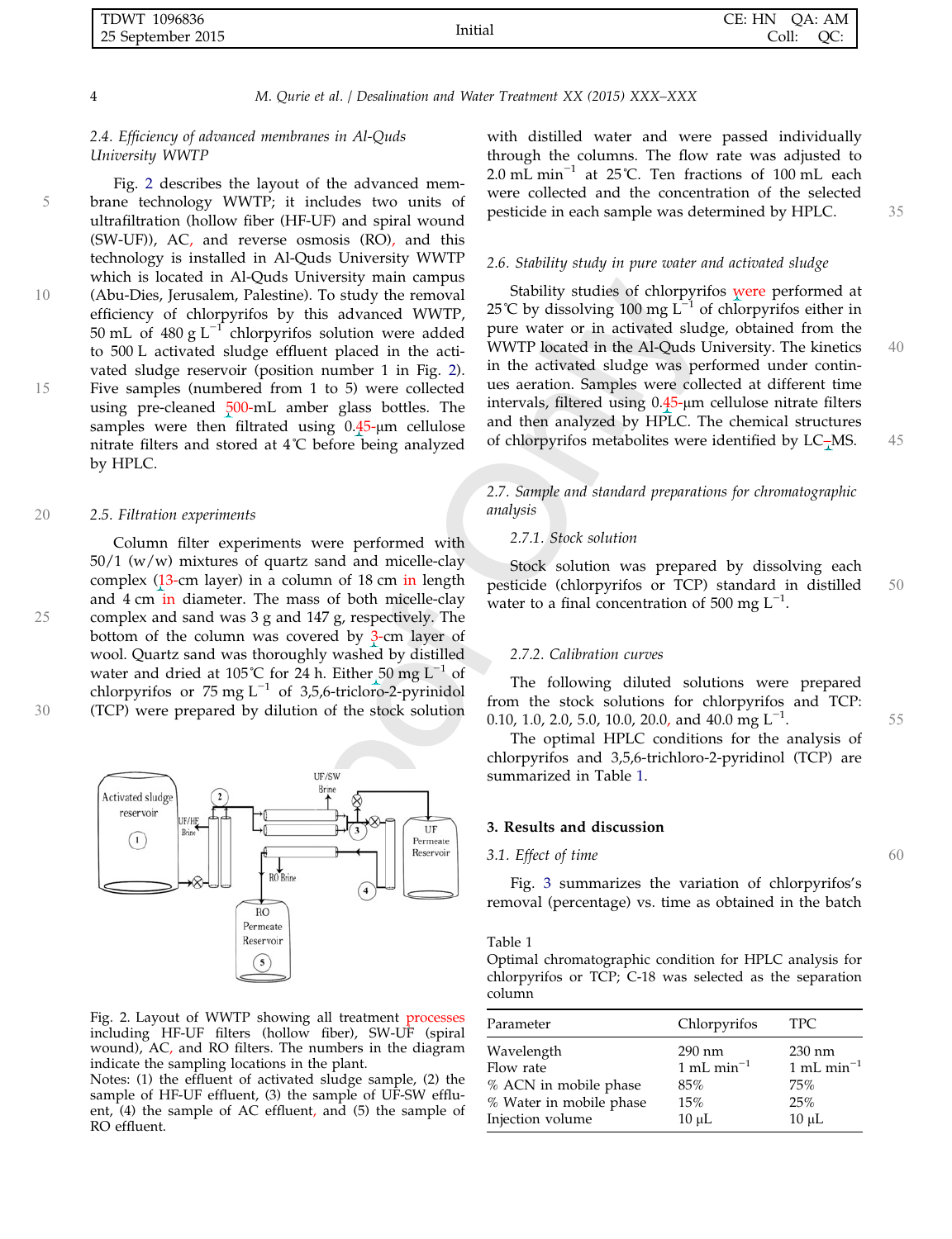### 2.4. Efficiency of advanced membranes in Al-Quds University WWTP

Fig. 2 describes the layout of the advanced membrane technology WWTP; it includes two units of ultrafiltration (hollow fiber (HF-UF) and spiral wound (SW-UF)), AC, and reverse osmosis (RO), and this technology is installed in Al-Quds University WWTP which is located in Al-Quds University main campus (Abu-Dies, Jerusalem, Palestine). To study the removal efficiency of chlorpyrifos by this advanced WWTP, 50 mL of 480 g $L^{-1}$ chlorpyrifos solution were added to 500 L activated sludge effluent placed in the activated sludge reservoir (position number 1 in Fig. 2). Five samples (numbered from 1 to 5) were collected using pre-cleaned 500-mL amber glass bottles. The samples were then filtrated using 0.45-μm cellulose nitrate filters and stored at 4˚C before being analyzed by HPLC.

Fig. 2. Layout of WWTP showing all treatment processes including HF-UF filters (hollow fiber), SW-UF (spiral wound), AC, and RO filters. The numbers in the diagram indicate the sampling locations in the plant.
Notes: (1) the effluent of activated sludge sample, (2) the sample of HF-UF effluent, (3) the sample of UF-SW effluent, (4) the sample of AC effluent, and (5) the sample of RO effluent.

### 2.5. Filtration experiments

Column filter experiments were performed with 50/1 (w/w) mixtures of quartz sand and micelle-clay complex (13-cm layer) in a column of 18 cm in length and 4 cm in diameter. The mass of both micelle-clay complex and sand was 3 g and 147 g, respectively. The bottom of the column was covered by 3-cm layer of wool. Quartz sand was thoroughly washed by distilled water and dried at 105˚C for 24 h. Either 50 mg $L^{-1}$ of chlorpyrifos or 75 mg $L^{-1}$ of 3,5,6-tricloro-2-pyrinidol (TCP) were prepared by dilution of the stock solution with distilled water and were passed individually through the columns. The flow rate was adjusted to 2.0 mL $min^{-1}$ at 25˚C. Ten fractions of 100 mL each were collected and the concentration of the selected pesticide in each sample was determined by HPLC.

### 2.6. Stability study in pure water and activated sludge

Stability studies of chlorpyrifos were performed at 25˚C by dissolving 100 mg $L^{-1}$ of chlorpyrifos either in pure water or in an activated sludge, obtained from the WWTP located in the Al-Quds University. The kinetics in the activated sludge was performed under continues aeration. Samples were collected at different time intervals, filtered using 0.45-μm cellulose nitrate filters and then analyzed by HPLC. The chemical structures of chlorpyrifos metabolites were identified by LC–MS.

### 2.7. Sample and standard preparations for chromatographic analysis

#### 2.7.1. Stock solution

Stock solution was prepared by dissolving each pesticide (chlorpyrifos or TCP) standard in distilled water to a final concentration of 500 mg $L^{-1}$.

#### 2.7.2. Calibration curves

The following diluted solutions were prepared from the stock solutions for chlorpyrifos and TCP: 0.10, 1.0, 2.0, 5.0, 10.0, 20.0, and 40.0 mg $L^{-1}$.

The optimal HPLC conditions for the analysis of chlorpyrifos and 3,5,6-trichloro-2-pyridinol (TCP) are summarized in Table 1.

## 3. Results and discussion

### 3.1. Effect of time

Fig. 3 summarizes the variation of chlorpyrifos's removal (percentage) vs. time as obtained in the batch

Table 1
Optimal chromatographic condition for HPLC analysis for chlorpyrifos or TCP; C-18 was selected as the separation column

| Parameter | Chlorpyrifos | TPC |
|---|---|---|
| Wavelength | 290 nm | 230 nm |
| Flow rate | 1 mL $min^{-1}$ | 1 mL $min^{-1}$ |
| % ACN in mobile phase | 85% | 75% |
| % Water in mobile phase | 15% | 25% |
| Injection volume | 10 μL | 10 μL |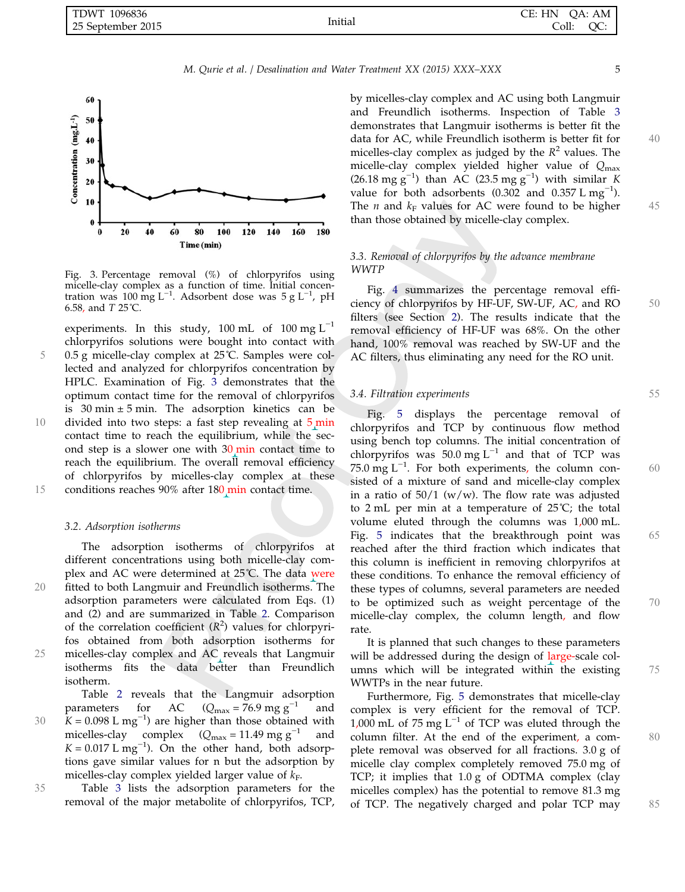Fig. 3. Percentage removal (%) of chlorpyrifos using micelle-clay complex as a function of time. Initial concentration was 100 mg $L^{-1}$. Adsorbent dose was 5 g $L^{-1}$, pH 6.58, and $T$ 25˚C.

experiments. In this study, 100 mL of 100 mg $L^{-1}$ chlorpyrifos solutions were bought into contact with 0.5 g micelle-clay complex at 25˚C. Samples were collected and analyzed for chlorpyrifos concentration by HPLC. Examination of Fig. 3 demonstrates that the optimum contact time for the removal of chlorpyrifos is 30 min ± 5 min. The adsorption kinetics can be divided into two steps: a fast step revealing at 5 min contact time to reach the equilibrium, while the second step is a slower one with 30 min contact time to reach the equilibrium. The overall removal efficiency of chlorpyrifos by micelles-clay complex at these conditions reaches 90% after 180 min contact time.

### 3.2. Adsorption isotherms

The adsorption isotherms of chlorpyrifos at different concentrations using both micelle-clay complex and AC were determined at 25˚C. The data were fitted to both Langmuir and Freundlich isotherms. The adsorption parameters were calculated from Eqs. (1) and (2) and are summarized in Table 2. Comparison of the correlation coefficient ($R^2$) values for chlorpyrifos obtained from both adsorption isotherms for micelles-clay complex and AC reveals that Langmuir isotherms fits the data better than Freundlich isotherm.

Table 2 reveals that the Langmuir adsorption parameters for AC ($Q_{max}$ = 76.9 mg $g^{-1}$ and $K$ = 0.098 L $mg^{-1}$) are higher than those obtained with micelles-clay complex ($Q_{max}$ = 11.49 mg $g^{-1}$ and $K$ = 0.017 L $mg^{-1}$). On the other hand, both adsorptions gave similar values for n but the adsorption by micelles-clay complex yielded larger value of $k_F$.

Table 3 lists the adsorption parameters for the removal of the major metabolite of chlorpyrifos, TCP, by micelles-clay complex and AC using both Langmuir and Freundlich isotherms. Inspection of Table 3 demonstrates that Langmuir isotherms is better fit the data for AC, while Freundlich isotherm is better fit for micelles-clay complex as judged by the $R^2$ values. The micelle-clay complex yielded higher value of $Q_{max}$ (26.18 mg $g^{-1}$) than AC (23.5 mg $g^{-1}$) with similar $K$ value for both adsorbents (0.302 and 0.357 L $mg^{-1}$). The $n$ and $k_F$ values for AC were found to be higher than those obtained by micelle-clay complex.

### 3.3. Removal of chlorpyrifos by the advance membrane WWTP

Fig. 4 summarizes the percentage removal efficiency of chlorpyrifos by HF-UF, SW-UF, AC, and RO filters (see Section 2). The results indicate that the removal efficiency of HF-UF was 68%. On the other hand, 100% removal was reached by SW-UF and the AC filters, thus eliminating any need for the RO unit.

### 3.4. Filtration experiments

Fig. 5 displays the percentage removal of chlorpyrifos and TCP by continuous flow method using bench top columns. The initial concentration of chlorpyrifos was 50.0 mg $L^{-1}$ and that of TCP was 75.0 mg $L^{-1}$. For both experiments, the column consisted of a mixture of sand and micelle-clay complex in a ratio of 50/1 (w/w). The flow rate was adjusted to 2 mL per min at a temperature of 25˚C; the total volume eluted through the columns was 1,000 mL. Fig. 5 indicates that the breakthrough point was reached after the third fraction which indicates that this column is inefficient in removing chlorpyrifos at these conditions. To enhance the removal efficiency of these types of columns, several parameters are needed to be optimized such as weight percentage of the micelle-clay complex, the column length, and flow rate.

It is planned that such changes to these parameters will be addressed during the design of large-scale columns which will be integrated within the existing WWTPs in the near future.

Furthermore, Fig. 5 demonstrates that micelle-clay complex is very efficient for the removal of TCP. 1,000 mL of 75 mg $L^{-1}$ of TCP was eluted through the column filter. At the end of the experiment, a complete removal was observed for all fractions. 3.0 g of micelle clay complex completely removed 75.0 mg of TCP; it implies that 1.0 g of ODTMA complex (clay micelles complex) has the potential to remove 81.3 mg of TCP. The negatively charged and polar TCP may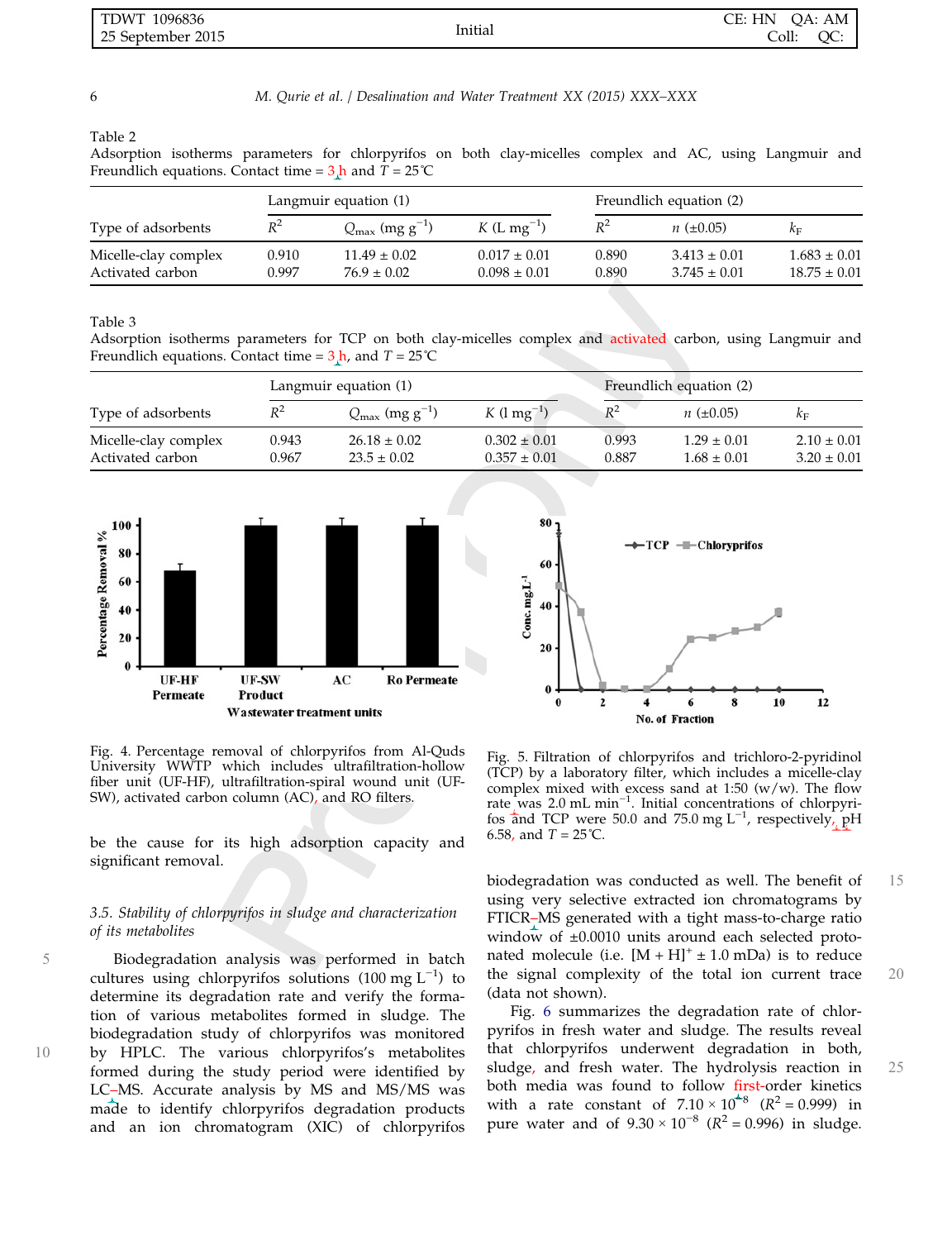Table 2
Adsorption isotherms parameters for chlorpyrifos on both clay-micelles complex and AC, using Langmuir and Freundlich equations. Contact time = 3 h and $T$ = 25°C

| Type of adsorbents | Langmuir equation (1) | | | Freundlich equation (2) | | |
|---|---|---|---|---|---|---|
| | $R^2$ | $Q_{max}$ (mg $g^{-1}$) | $K$ (L $mg^{-1}$) | $R^2$ | $n$ (±0.05) | $k_F$ |
| Micelle-clay complex | 0.910 | 11.49 ± 0.02 | 0.017 ± 0.01 | 0.890 | 3.413 ± 0.01 | 1.683 ± 0.01 |
| Activated carbon | 0.997 | 76.9 ± 0.02 | 0.098 ± 0.01 | 0.890 | 3.745 ± 0.01 | 18.75 ± 0.01 |

Table 3
Adsorption isotherms parameters for TCP on both clay-micelles complex and activated carbon, using Langmuir and Freundlich equations. Contact time = 3 h, and $T$ = 25°C

| Type of adsorbents | Langmuir equation (1) | | | Freundlich equation (2) | | |
|---|---|---|---|---|---|---|
| | $R^2$ | $Q_{max}$ (mg $g^{-1}$) | $K$ (l $mg^{-1}$) | $R^2$ | $n$ (±0.05) | $k_F$ |
| Micelle-clay complex | 0.943 | 26.18 ± 0.02 | 0.302 ± 0.01 | 0.993 | 1.29 ± 0.01 | 2.10 ± 0.01 |
| Activated carbon | 0.967 | 23.5 ± 0.02 | 0.357 ± 0.01 | 0.887 | 1.68 ± 0.01 | 3.20 ± 0.01 |

Fig. 4. Percentage removal of chlorpyrifos from Al-Quds University WWTP which includes ultrafiltration-hollow fiber unit (UF-HF), ultrafiltration-spiral wound unit (UF-SW), activated carbon column (AC), and RO filters.

Fig. 5. Filtration of chlorpyrifos and trichloro-2-pyridinol (TCP) by a laboratory filter, which includes a micelle-clay complex mixed with excess sand at 1:50 (w/w). The flow rate was 2.0 mL $min^{-1}$. Initial concentrations of chlorpyrifos and TCP were 50.0 and 75.0 mg $L^{-1}$, respectively, pH 6.58, and $T$ = 25°C.

be the cause for its high adsorption capacity and significant removal.

### 3.5. Stability of chlorpyrifos in sludge and characterization of its metabolites

Biodegradation analysis was performed in batch cultures using chlorpyrifos solutions (100 mg $L^{-1}$) to determine its degradation rate and verify the formation of various metabolites formed in sludge. The biodegradation study of chlorpyrifos was monitored by HPLC. The various chlorpyrifos's metabolites formed during the study period were identified by LC–MS. Accurate analysis by MS and MS/MS was made to identify chlorpyrifos degradation products and an ion chromatogram (XIC) of chlorpyrifos biodegradation was conducted as well. The benefit of using very selective extracted ion chromatograms by FTICR–MS generated with a tight mass-to-charge ratio window of ±0.0010 units around each selected protonated molecule (i.e. $[M + H]^+$ ± 1.0 mDa) is to reduce the signal complexity of the total ion current trace (data not shown).

Fig. 6 summarizes the degradation rate of chlorpyrifos in fresh water and sludge. The results reveal that chlorpyrifos underwent degradation in both, sludge, and fresh water. The hydrolysis reaction in both media was found to follow first-order kinetics with a rate constant of $7.10 \times 10^{-8}$ ($R^2$ = 0.999) in pure water and of $9.30 \times 10^{-8}$ ($R^2$ = 0.996) in sludge.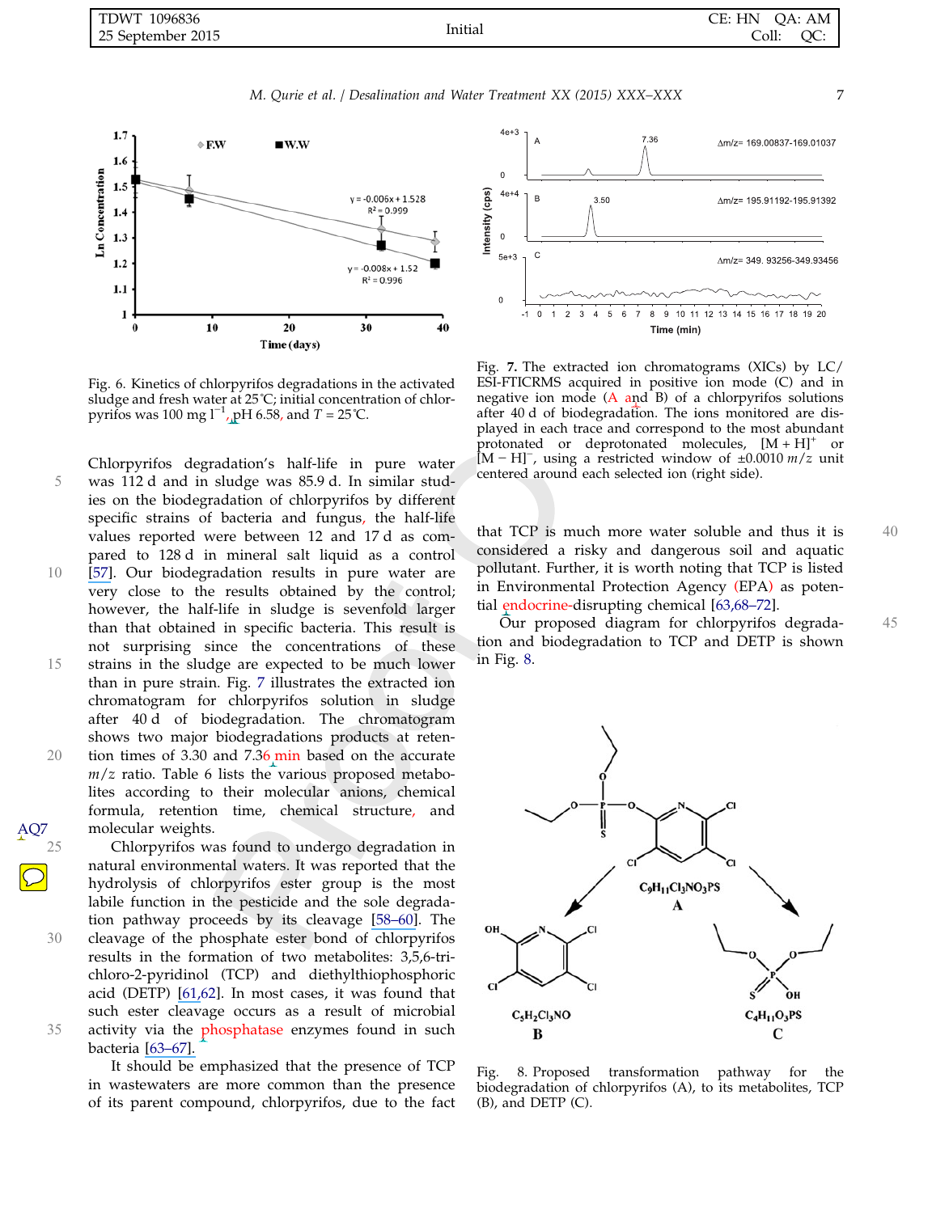Fig. 6. Kinetics of chlorpyrifos degradations in the activated sludge and fresh water at 25℃; initial concentration of chlorpyrifos was 100 mg $l^{-1}$, pH 6.58, and T = 25℃.

Chlorpyrifos degradation's half-life in pure water was 112 d and in sludge was 85.9 d. In similar studies on the biodegradation of chlorpyrifos by different specific strains of bacteria and fungus, the half-life values reported were between 12 and 17 d as compared to 128 d in mineral salt liquid as a control [57]. Our biodegradation results in pure water are very close to the results obtained by the control; however, the half-life in sludge is sevenfold larger than that obtained in specific bacteria. This result is not surprising since the concentrations of these strains in the sludge are expected to be much lower than in pure strain. Fig. 7 illustrates the extracted ion chromatogram for chlorpyrifos solution in sludge after 40 d of biodegradation. The chromatogram shows two major biodegradations products at retention times of 3.30 and 7.36 min based on the accurate $m/z$ ratio. Table 6 lists the various proposed metabolites according to their molecular anions, chemical formula, retention time, chemical structure, and molecular weights.

Chlorpyrifos was found to undergo degradation in natural environmental waters. It was reported that the hydrolysis of chlorpyrifos ester group is the most labile function in the pesticide and the sole degradation pathway proceeds by its cleavage [58–60]. The cleavage of the phosphate ester bond of chlorpyrifos results in the formation of two metabolites: 3,5,6-trichloro-2-pyridinol (TCP) and diethylthiophosphoric acid (DETP) [61,62]. In most cases, it was found that such ester cleavage occurs as a result of microbial activity via the phosphatase enzymes found in such bacteria [63–67].

It should be emphasized that the presence of TCP in wastewaters are more common than the presence of its parent compound, chlorpyrifos, due to the fact that TCP is much more water soluble and thus it is considered a risky and dangerous soil and aquatic pollutant. Further, it is worth noting that TCP is listed in Environmental Protection Agency (EPA) as potential endocrine-disrupting chemical [63,68–72].

Our proposed diagram for chlorpyrifos degradation and biodegradation to TCP and DETP is shown in Fig. 8.

Fig. 7. The extracted ion chromatograms (XICs) by LC/ESI-FTICRMS acquired in positive ion mode (C) and in negative ion mode (A and B) of a chlorpyrifos solutions after 40 d of biodegradation. The ions monitored are displayed in each trace and correspond to the most abundant protonated or deprotonated molecules, $[M + H]^+$ or $[M - H]^-$, using a restricted window of ±0.0010 $m/z$ unit centered around each selected ion (right side).

Fig. 8. Proposed transformation pathway for the biodegradation of chlorpyrifos (A), to its metabolites, TCP (B), and DETP (C).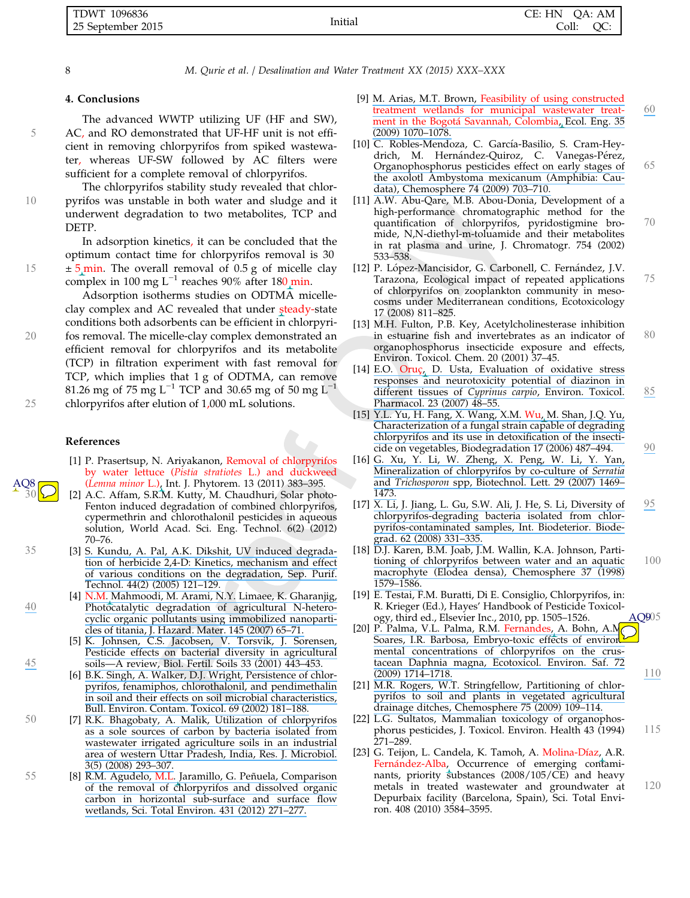## 4. Conclusions

The advanced WWTP utilizing UF (HF and SW), AC, and RO demonstrated that UF-HF unit is not efficient in removing chlorpyrifos from spiked wastewater, whereas UF-SW followed by AC filters were sufficient for a complete removal of chlorpyrifos.

The chlorpyrifos stability study revealed that chlorpyrifos was unstable in both water and sludge and it underwent degradation to two metabolites, TCP and DETP.

In adsorption kinetics, it can be concluded that the optimum contact time for chlorpyrifos removal is 30 ± 5 min. The overall removal of 0.5 g of micelle clay complex in 100 mg $L^{-1}$ reaches 90% after 180 min.

Adsorption isotherms studies on ODTMA micelle-clay complex and AC revealed that under steady-state conditions both adsorbents can be efficient in chlorpyrifos removal. The micelle-clay complex demonstrated an efficient removal for chlorpyrifos and its metabolite (TCP) in filtration experiment with fast removal for TCP, which implies that 1 g of ODTMA, can remove 81.26 mg of 75 mg $L^{-1}$ TCP and 30.65 mg of 50 mg $L^{-1}$ chlorpyrifos after elution of 1,000 mL solutions.

## References

[1] P. Prasertsup, N. Ariyakanon, Removal of chlorpyrifos by water lettuce (*Pistia stratiotes* L.) and duckweed (*Lemna minor* L.), Int. J. Phytorem. 13 (2011) 383–395.

[2] A.C. Affam, S.R.M. Kutty, M. Chaudhuri, Solar photo-Fenton induced degradation of combined chlorpyrifos, cypermethrin and chlorothalonil pesticides in aqueous solution, World Acad. Sci. Eng. Technol. 6(2) (2012) 70–76.

[3] S. Kundu, A. Pal, A.K. Dikshit, UV induced degradation of herbicide 2,4-D: Kinetics, mechanism and effect of various conditions on the degradation, Sep. Purif. Technol. 44(2) (2005) 121–129.

[4] N.M. Mahmoodi, M. Arami, N.Y. Limaee, K. Gharanjig, Photocatalytic degradation of agricultural N-heterocyclic organic pollutants using immobilized nanoparticles of titania, J. Hazard. Mater. 145 (2007) 65–71.

[5] K. Johnsen, C.S. Jacobsen, V. Torsvik, J. Sorensen, Pesticide effects on bacterial diversity in agricultural soils—A review, Biol. Fertil. Soils 33 (2001) 443–453.

[6] B.K. Singh, A. Walker, D.J. Wright, Persistence of chlorpyrifos, fenamiphos, chlorothalonil, and pendimethalin in soil and their effects on soil microbial characteristics, Bull. Environ. Contam. Toxicol. 69 (2002) 181–188.

[7] R.K. Bhagobaty, A. Malik, Utilization of chlorpyrifos as a sole sources of carbon by bacteria isolated from wastewater irrigated agriculture soils in an industrial area of western Uttar Pradesh, India, Res. J. Microbiol. 3(5) (2008) 293–307.

[8] R.M. Agudelo, M.L. Jaramillo, G. Peñuela, Comparison of the removal of chlorpyrifos and dissolved organic carbon in horizontal sub-surface and surface flow wetlands, Sci. Total Environ. 431 (2012) 271–277.

[9] M. Arias, M.T. Brown, Feasibility of using constructed treatment wetlands for municipal wastewater treatment in the Bogotá Savannah, Colombia, Ecol. Eng. 35 (2009) 1070–1078.

[10] C. Robles-Mendoza, C. García-Basilio, S. Cram-Heydrich, M. Hernández-Quiroz, C. Vanegas-Pérez, Organophosphorus pesticides effect on early stages of the axolotl Ambystoma mexicanum (Amphibia: Caudata), Chemosphere 74 (2009) 703–710.

[11] A.W. Abu-Qare, M.B. Abou-Donia, Development of a high-performance chromatographic method for the quantification of chlorpyrifos, pyridostigmine bromide, N,N-diethyl-m-toluamide and their metabolites in rat plasma and urine, J. Chromatogr. 754 (2002) 533–538.

[12] P. López-Mancisidor, G. Carbonell, C. Fernández, J.V. Tarazona, Ecological impact of repeated applications of chlorpyrifos on zooplankton community in mesocosms under Mediterranean conditions, Ecotoxicology 17 (2008) 811–825.

[13] M.H. Fulton, P.B. Key, Acetylcholinesterase inhibition in estuarine fish and invertebrates as an indicator of organophosphorus insecticide exposure and effects, Environ. Toxicol. Chem. 20 (2001) 37–45.

[14] E.O. Oruç, D. Usta, Evaluation of oxidative stress responses and neurotoxicity potential of diazinon in different tissues of *Cyprinus carpio*, Environ. Toxicol. Pharmacol. 23 (2007) 48–55.

[15] Y.L. Yu, H. Fang, X. Wang, X.M. Wu, M. Shan, J.Q. Yu, Characterization of a fungal strain capable of degrading chlorpyrifos and its use in detoxification of the insecticide on vegetables, Biodegradation 17 (2006) 487–494.

[16] G. Xu, Y. Li, W. Zheng, X. Peng, W. Li, Y. Yan, Mineralization of chlorpyrifos by co-culture of *Serratia* and *Trichosporon* spp, Biotechnol. Lett. 29 (2007) 1469–1473.

[17] X. Li, J. Jiang, L. Gu, S.W. Ali, J. He, S. Li, Diversity of chlorpyrifos-degrading bacteria isolated from chlorpyrifos-contaminated samples, Int. Biodeterior. Biodegrad. 62 (2008) 331–335.

[18] D.J. Karen, B.M. Joab, J.M. Wallin, K.A. Johnson, Partitioning of chlorpyrifos between water and an aquatic macrophyte (Elodea densa), Chemosphere 37 (1998) 1579–1586.

[19] E. Testai, F.M. Buratti, Di E. Consiglio, Chlorpyrifos, in: R. Krieger (Ed.), Hayes' Handbook of Pesticide Toxicology, third ed., Elsevier Inc., 2010, pp. 1505–1526.

[20] P. Palma, V.L. Palma, R.M. Fernandes, A. Bohn, A.M. Soares, I.R. Barbosa, Embryo-toxic effects of environmental concentrations of chlorpyrifos on the crustacean Daphnia magna, Ecotoxicol. Environ. Saf. 72 (2009) 1714–1718.

[21] M.R. Rogers, W.T. Stringfellow, Partitioning of chlorpyrifos to soil and plants in vegetated agricultural drainage ditches, Chemosphere 75 (2009) 109–114.

[22] L.G. Sultatos, Mammalian toxicology of organophosphorus pesticides, J. Toxicol. Environ. Health 43 (1994) 271–289.

[23] G. Teijon, L. Candela, K. Tamoh, A. Molina-Díaz, A.R. Fernández-Alba, Occurrence of emerging contaminants, priority substances (2008/105/CE) and heavy metals in treated wastewater and groundwater at Depurbaix facility (Barcelona, Spain), Sci. Total Environ. 408 (2010) 3584–3595.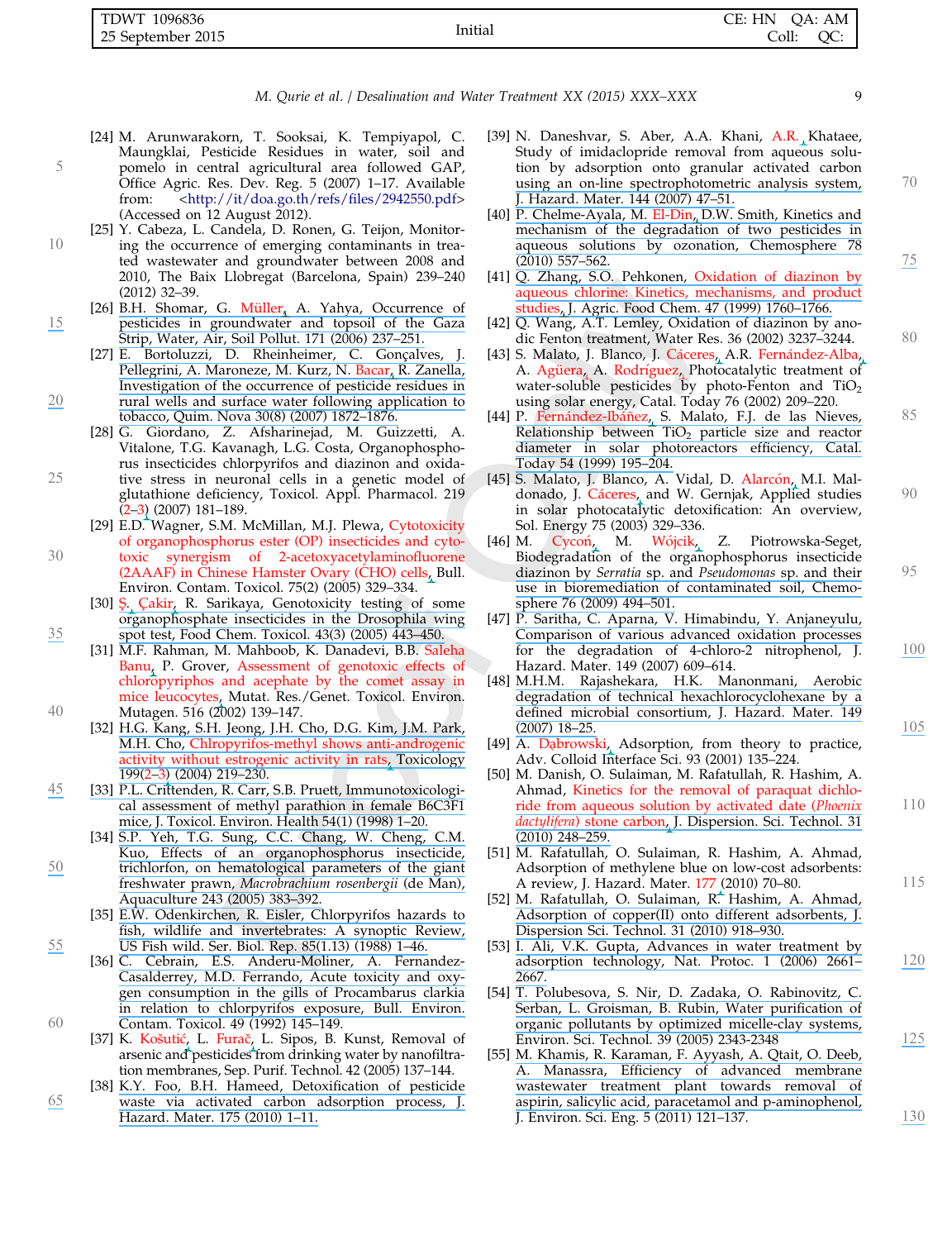[24] M. Arunwarakorn, T. Sooksai, K. Tempiyapol, C. Maungklai, Pesticide Residues in water, soil and pomelo in central agricultural area followed GAP, Office Agric. Res. Dev. Reg. 5 (2007) 1–17. Available from: <http://it/doa.go.th/refs/files/2942550.pdf> (Accessed on 12 August 2012).

[25] Y. Cabeza, L. Candela, D. Ronen, G. Teijon, Monitoring the occurrence of emerging contaminants in treated wastewater and groundwater between 2008 and 2010, The Baix Llobregat (Barcelona, Spain) 239–240 (2012) 32–39.

[26] B.H. Shomar, G. Müller, A. Yahya, Occurrence of pesticides in groundwater and topsoil of the Gaza Strip, Water, Air, Soil Pollut. 171 (2006) 237–251.

[27] E. Bortoluzzi, D. Rheinheimer, C. Gonçalves, J. Pellegrini, A. Maroneze, M. Kurz, N. Bacar, R. Zanella, Investigation of the occurrence of pesticide residues in rural wells and surface water following application to tobacco, Quim. Nova 30(8) (2007) 1872–1876.

[28] G. Giordano, Z. Afsharinejad, M. Guizzetti, A. Vitalone, T.G. Kavanagh, L.G. Costa, Organophosphorus insecticides chlorpyrifos and diazinon and oxidative stress in neuronal cells in a genetic model of glutathione deficiency, Toxicol. Appl. Pharmacol. 219 (2–3) (2007) 181–189.

[29] E.D. Wagner, S.M. McMillan, M.J. Plewa, Cytotoxicity of organophosphorus ester (OP) insecticides and cytotoxic synergism of 2-acetoxyacetylaminofluorene (2AAAF) in Chinese Hamster Ovary (CHO) cells, Bull. Environ. Contam. Toxicol. 75(2) (2005) 329–334.

[30] Ş. Çakir, R. Sarikaya, Genotoxicity testing of some organophosphate insecticides in the Drosophila wing spot test, Food Chem. Toxicol. 43(3) (2005) 443–450.

[31] M.F. Rahman, M. Mahboob, K. Danadevi, B.B. Saleha Banu, P. Grover, Assessment of genotoxic effects of chloropyriphos and acephate by the comet assay in mice leucocytes, Mutat. Res./Genet. Toxicol. Environ. Mutagen. 516 (2002) 139–147.

[32] H.G. Kang, S.H. Jeong, J.H. Cho, D.G. Kim, J.M. Park, M.H. Cho, Chlropyrifos-methyl shows anti-androgenic activity without estrogenic activity in rats, Toxicology 199(2–3) (2004) 219–230.

[33] P.L. Crittenden, R. Carr, S.B. Pruett, Immunotoxicological assessment of methyl parathion in female B6C3F1 mice, J. Toxicol. Environ. Health 54(1) (1998) 1–20.

[34] S.P. Yeh, T.G. Sung, C.C. Chang, W. Cheng, C.M. Kuo, Effects of an organophosphorus insecticide, trichlorfon, on hematological parameters of the giant freshwater prawn, *Macrobrachium rosenbergii* (de Man), Aquaculture 243 (2005) 383–392.

[35] E.W. Odenkirchen, R. Eisler, Chlorpyrifos hazards to fish, wildlife and invertebrates: A synoptic Review, US Fish wild. Ser. Biol. Rep. 85(1.13) (1988) 1–46.

[36] C. Cebrain, E.S. Anderu-Moliner, A. Fernandez-Casalderrey, M.D. Ferrando, Acute toxicity and oxygen consumption in the gills of Procambarus clarkia in relation to chlorpyrifos exposure, Bull. Environ. Contam. Toxicol. 49 (1992) 145–149.

[37] K. Košutić, L. Furač, L. Sipos, B. Kunst, Removal of arsenic and pesticides from drinking water by nanofiltration membranes, Sep. Purif. Technol. 42 (2005) 137–144.

[38] K.Y. Foo, B.H. Hameed, Detoxification of pesticide waste via activated carbon adsorption process, J. Hazard. Mater. 175 (2010) 1–11.

[39] N. Daneshvar, S. Aber, A.A. Khani, A.R. Khataee, Study of imidaclopride removal from aqueous solution by adsorption onto granular activated carbon using an on-line spectrophotometric analysis system, J. Hazard. Mater. 144 (2007) 47–51.

[40] P. Chelme-Ayala, M. El-Din, D.W. Smith, Kinetics and mechanism of the degradation of two pesticides in aqueous solutions by ozonation, Chemosphere 78 (2010) 557–562.

[41] Q. Zhang, S.O. Pehkonen, Oxidation of diazinon by aqueous chlorine: Kinetics, mechanisms, and product studies, J. Agric. Food Chem. 47 (1999) 1760–1766.

[42] Q. Wang, A.T. Lemley, Oxidation of diazinon by anodic Fenton treatment, Water Res. 36 (2002) 3237–3244.

[43] S. Malato, J. Blanco, J. Cáceres, A.R. Fernández-Alba, A. Agüera, A. Rodríguez, Photocatalytic treatment of water-soluble pesticides by photo-Fenton and $TiO_2$ using solar energy, Catal. Today 76 (2002) 209–220.

[44] P. Fernández-Ibáñez, S. Malato, F.J. de las Nieves, Relationship between $TiO_2$ particle size and reactor diameter in solar photoreactors efficiency, Catal. Today 54 (1999) 195–204.

[45] S. Malato, J. Blanco, A. Vidal, D. Alarcón, M.I. Maldonado, J. Cáceres, and W. Gernjak, Applied studies in solar photocatalytic detoxification: An overview, Sol. Energy 75 (2003) 329–336.

[46] M. Cycoń, M. Wójcik, Z. Piotrowska-Seget, Biodegradation of the organophosphorus insecticide diazinon by *Serratia* sp. and *Pseudomonas* sp. and their use in bioremediation of contaminated soil, Chemosphere 76 (2009) 494–501.

[47] P. Saritha, C. Aparna, V. Himabindu, Y. Anjaneyulu, Comparison of various advanced oxidation processes for the degradation of 4-chloro-2 nitrophenol, J. Hazard. Mater. 149 (2007) 609–614.

[48] M.H.M. Rajashekara, H.K. Manonmani, Aerobic degradation of technical hexachlorocyclohexane by a defined microbial consortium, J. Hazard. Mater. 149 (2007) 18–25.

[49] A. Dąbrowski, Adsorption, from theory to practice, Adv. Colloid Interface Sci. 93 (2001) 135–224.

[50] M. Danish, O. Sulaiman, M. Rafatullah, R. Hashim, A. Ahmad, Kinetics for the removal of paraquat dichloride from aqueous solution by activated date (*Phoenix dactylifera*) stone carbon, J. Dispersion. Sci. Technol. 31 (2010) 248–259.

[51] M. Rafatullah, O. Sulaiman, R. Hashim, A. Ahmad, Adsorption of methylene blue on low-cost adsorbents: A review, J. Hazard. Mater. 177 (2010) 70–80.

[52] M. Rafatullah, O. Sulaiman, R. Hashim, A. Ahmad, Adsorption of copper(II) onto different adsorbents, J. Dispersion Sci. Technol. 31 (2010) 918–930.

[53] I. Ali, V.K. Gupta, Advances in water treatment by adsorption technology, Nat. Protoc. 1 (2006) 2661–2667.

[54] T. Polubesova, S. Nir, D. Zadaka, O. Rabinovitz, C. Serban, L. Groisman, B. Rubin, Water purification of organic pollutants by optimized micelle-clay systems, Environ. Sci. Technol. 39 (2005) 2343-2348

[55] M. Khamis, R. Karaman, F. Ayyash, A. Qtait, O. Deeb, A. Manassra, Efficiency of advanced membrane wastewater treatment plant towards removal of aspirin, salicylic acid, paracetamol and p-aminophenol, J. Environ. Sci. Eng. 5 (2011) 121–137.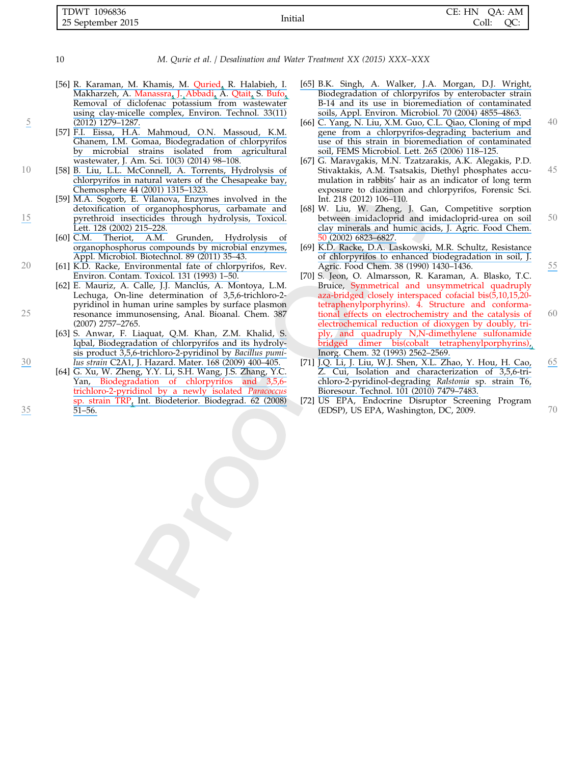[56] R. Karaman, M. Khamis, M. Quried, R. Halabieh, I. Makharzeh, A. Manassra, J. Abbadi, A. Qtait, S. Bufo, Removal of diclofenac potassium from wastewater using clay-micelle complex, Environ. Technol. 33(11) (2012) 1279–1287.

[57] F.I. Eissa, H.A. Mahmoud, O.N. Massoud, K.M. Ghanem, I.M. Gomaa, Biodegradation of chlorpyrifos by microbial strains isolated from agricultural wastewater, J. Am. Sci. 10(3) (2014) 98–108.

[58] B. Liu, L.L. McConnell, A. Torrents, Hydrolysis of chlorpyrifos in natural waters of the Chesapeake bay, Chemosphere 44 (2001) 1315–1323.

[59] M.A. Sogorb, E. Vilanova, Enzymes involved in the detoxification of organophosphorus, carbamate and pyrethroid insecticides through hydrolysis, Toxicol. Lett. 128 (2002) 215–228.

[60] C.M. Theriot, A.M. Grunden, Hydrolysis of organophosphorus compounds by microbial enzymes, Appl. Microbiol. Biotechnol. 89 (2011) 35–43.

[61] K.D. Racke, Environmental fate of chlorpyrifos, Rev. Environ. Contam. Toxicol. 131 (1993) 1–50.

[62] E. Mauriz, A. Calle, J.J. Manclús, A. Montoya, L.M. Lechuga, On-line determination of 3,5,6-trichloro-2-pyridinol in human urine samples by surface plasmon resonance immunosensing, Anal. Bioanal. Chem. 387 (2007) 2757–2765.

[63] S. Anwar, F. Liaquat, Q.M. Khan, Z.M. Khalid, S. Iqbal, Biodegradation of chlorpyrifos and its hydrolysis product 3,5,6-trichloro-2-pyridinol by *Bacillus pumilus strain* C2A1, J. Hazard. Mater. 168 (2009) 400–405.

[64] G. Xu, W. Zheng, Y.Y. Li, S.H. Wang, J.S. Zhang, Y.C. Yan, Biodegradation of chlorpyrifos and 3,5,6-trichloro-2-pyridinol by a newly isolated *Paracoccus* sp. strain TRP, Int. Biodeterior. Biodegrad. 62 (2008) 51–56.

[65] B.K. Singh, A. Walker, J.A. Morgan, D.J. Wright, Biodegradation of chlorpyrifos by enterobacter strain B-14 and its use in bioremediation of contaminated soils, Appl. Environ. Microbiol. 70 (2004) 4855–4863.

[66] C. Yang, N. Liu, X.M. Guo, C.L. Qiao, Cloning of mpd gene from a chlorpyrifos-degrading bacterium and use of this strain in bioremediation of contaminated soil, FEMS Microbiol. Lett. 265 (2006) 118–125.

[67] G. Maravgakis, M.N. Tzatzarakis, A.K. Alegakis, P.D. Stivaktakis, A.M. Tsatsakis, Diethyl phosphates accumulation in rabbits' hair as an indicator of long term exposure to diazinon and chlorpyrifos, Forensic Sci. Int. 218 (2012) 106–110.

[68] W. Liu, W. Zheng, J. Gan, Competitive sorption between imidacloprid and imidacloprid-urea on soil clay minerals and humic acids, J. Agric. Food Chem. 50 (2002) 6823–6827.

[69] K.D. Racke, D.A. Laskowski, M.R. Schultz, Resistance of chlorpyrifos to enhanced biodegradation in soil, J. Agric. Food Chem. 38 (1990) 1430–1436.

[70] S. Jeon, O. Almarsson, R. Karaman, A. Blasko, T.C. Bruice, Symmetrical and unsymmetrical quadruply aza-bridged closely interspaced cofacial bis(5,10,15,20-tetraphenylporphyrins). 4. Structure and conformational effects on electrochemistry and the catalysis of electrochemical reduction of dioxygen by doubly, triply, and quadruply N,N-dimethylene sulfonamide bridged dimer bis(cobalt tetraphenylporphyrins), Inorg. Chem. 32 (1993) 2562–2569.

[71] J.Q. Li, J. Liu, W.J. Shen, X.L. Zhao, Y. Hou, H. Cao, Z. Cui, Isolation and characterization of 3,5,6-trichloro-2-pyridinol-degrading *Ralstonia* sp. strain T6, Bioresour. Technol. 101 (2010) 7479–7483.

[72] US EPA, Endocrine Disrupter Screening Program (EDSP), US EPA, Washington, DC, 2009.